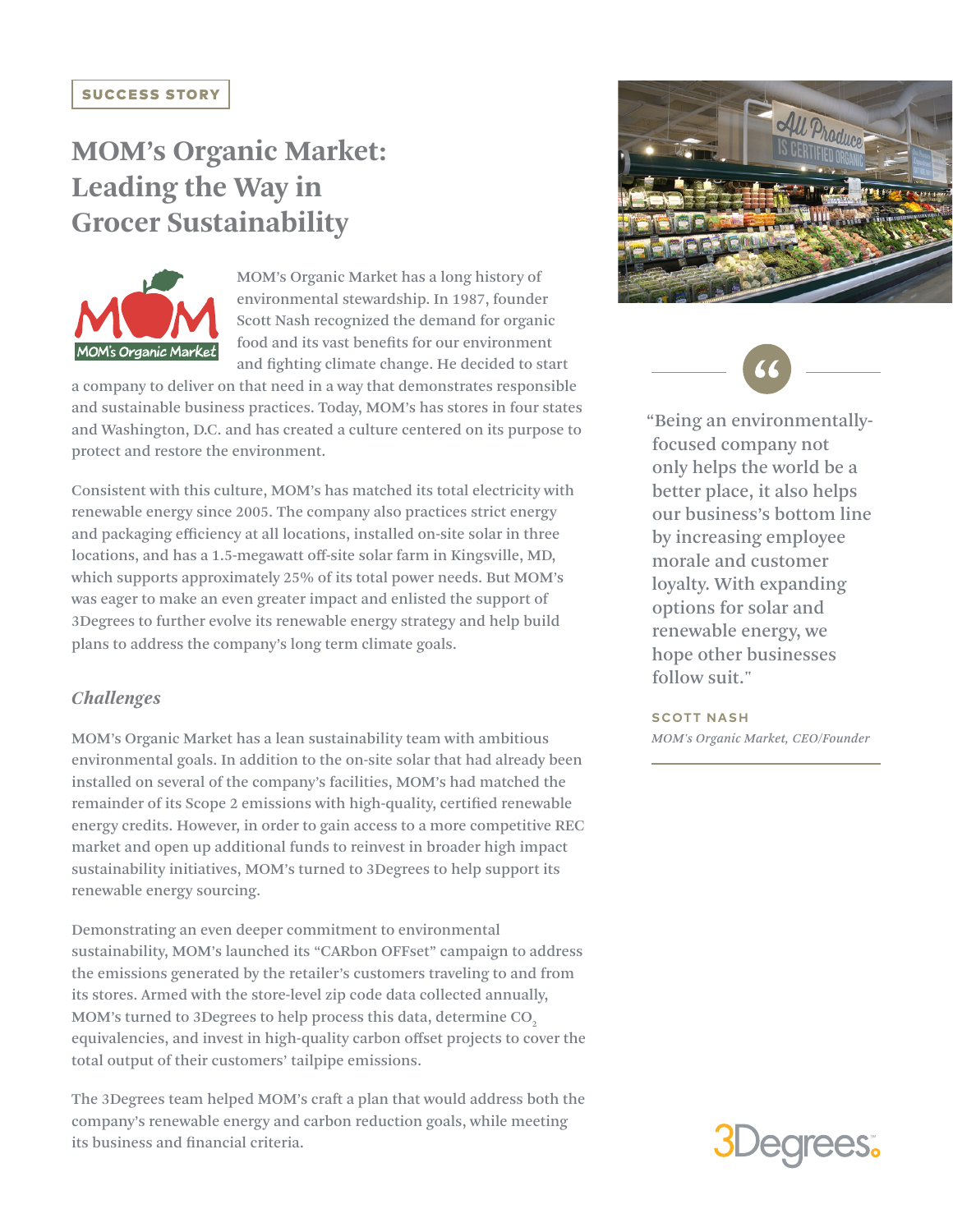SUCCESS STORY

# MOM's Organic Market: Leading the Way in Grocer Sustainability

MOM's Organic Market has a long history of environmental stewardship. In 1987, founder Scott Nash recognized the demand for organic food and its vast benefits for our environment and fighting climate change. He decided to start a company to deliver on that need in a way that demonstrates responsible and sustainable business practices. Today, MOM's has stores in four states and Washington, D.C. and has created a culture centered on its purpose to protect and restore the environment.

Consistent with this culture, MOM's has matched its total electricity with renewable energy since 2005. The company also practices strict energy and packaging efficiency at all locations, installed on-site solar in three locations, and has a 1.5-megawatt off-site solar farm in Kingsville, MD, which supports approximately 25% of its total power needs. But MOM's was eager to make an even greater impact and enlisted the support of 3Degrees to further evolve its renewable energy strategy and help build plans to address the company's long term climate goals.

> "Being an environmentally-focused company not only helps the world be a better place, it also helps our business's bottom line by increasing employee morale and customer loyalty. With expanding options for solar and renewable energy, we hope other businesses follow suit."
>
> **SCOTT NASH**
> *MOM's Organic Market, CEO/Founder*

## *Challenges*

MOM's Organic Market has a lean sustainability team with ambitious environmental goals. In addition to the on-site solar that had already been installed on several of the company's facilities, MOM's had matched the remainder of its Scope 2 emissions with high-quality, certified renewable energy credits. However, in order to gain access to a more competitive REC market and open up additional funds to reinvest in broader high impact sustainability initiatives, MOM's turned to 3Degrees to help support its renewable energy sourcing.

Demonstrating an even deeper commitment to environmental sustainability, MOM's launched its "CARbon OFFset" campaign to address the emissions generated by the retailer's customers traveling to and from its stores. Armed with the store-level zip code data collected annually, MOM's turned to 3Degrees to help process this data, determine $CO_2$ equivalencies, and invest in high-quality carbon offset projects to cover the total output of their customers' tailpipe emissions.

The 3Degrees team helped MOM's craft a plan that would address both the company's renewable energy and carbon reduction goals, while meeting its business and financial criteria.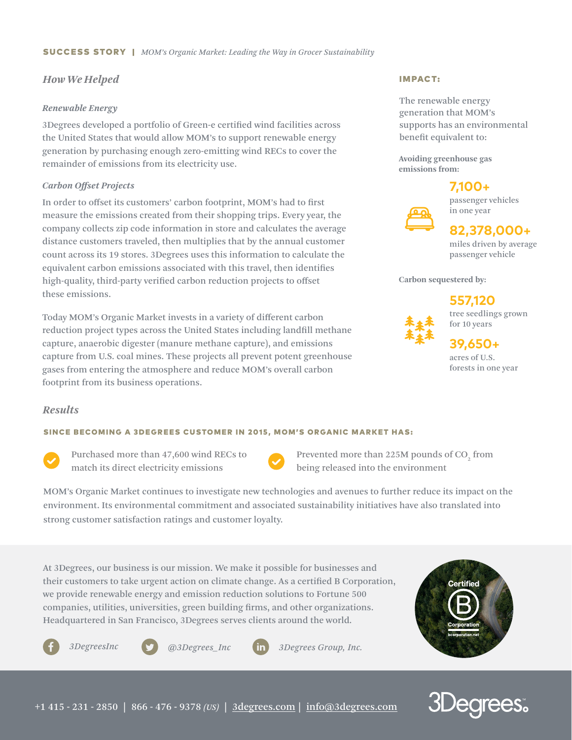**SUCCESS STORY** | *MOM's Organic Market: Leading the Way in Grocer Sustainability*

## *How We Helped*

### *Renewable Energy*

3Degrees developed a portfolio of Green-e certified wind facilities across the United States that would allow MOM's to support renewable energy generation by purchasing enough zero-emitting wind RECs to cover the remainder of emissions from its electricity use.

### *Carbon Offset Projects*

In order to offset its customers' carbon footprint, MOM's had to first measure the emissions created from their shopping trips. Every year, the company collects zip code information in store and calculates the average distance customers traveled, then multiplies that by the annual customer count across its 19 stores. 3Degrees uses this information to calculate the equivalent carbon emissions associated with this travel, then identifies high-quality, third-party verified carbon reduction projects to offset these emissions.

Today MOM's Organic Market invests in a variety of different carbon reduction project types across the United States including landfill methane capture, anaerobic digester (manure methane capture), and emissions capture from U.S. coal mines. These projects all prevent potent greenhouse gases from entering the atmosphere and reduce MOM's overall carbon footprint from its business operations.

## IMPACT:

The renewable energy generation that MOM's supports has an environmental benefit equivalent to:

**Avoiding greenhouse gas emissions from:**

**7,100+**
passenger vehicles in one year

**82,378,000+**
miles driven by average passenger vehicle

**Carbon sequestered by:**

**557,120**
tree seedlings grown for 10 years

**39,650+**
acres of U.S. forests in one year

## *Results*

**SINCE BECOMING A 3DEGREES CUSTOMER IN 2015, MOM'S ORGANIC MARKET HAS:**

- Purchased more than 47,600 wind RECs to match its direct electricity emissions
- Prevented more than 225M pounds of $CO_2$ from being released into the environment

MOM's Organic Market continues to investigate new technologies and avenues to further reduce its impact on the environment. Its environmental commitment and associated sustainability initiatives have also translated into strong customer satisfaction ratings and customer loyalty.

At 3Degrees, our business is our mission. We make it possible for businesses and their customers to take urgent action on climate change. As a certified B Corporation, we provide renewable energy and emission reduction solutions to Fortune 500 companies, utilities, universities, green building firms, and other organizations. Headquartered in San Francisco, 3Degrees serves clients around the world.

Certified B Corporation — bcorporation.net

*3DegreesInc* | *@3Degrees_Inc* | *3Degrees Group, Inc.*

+1 415 - 231 - 2850 | 866 - 476 - 9378 *(US)* | 3degrees.com | info@3degrees.com

3Degrees™